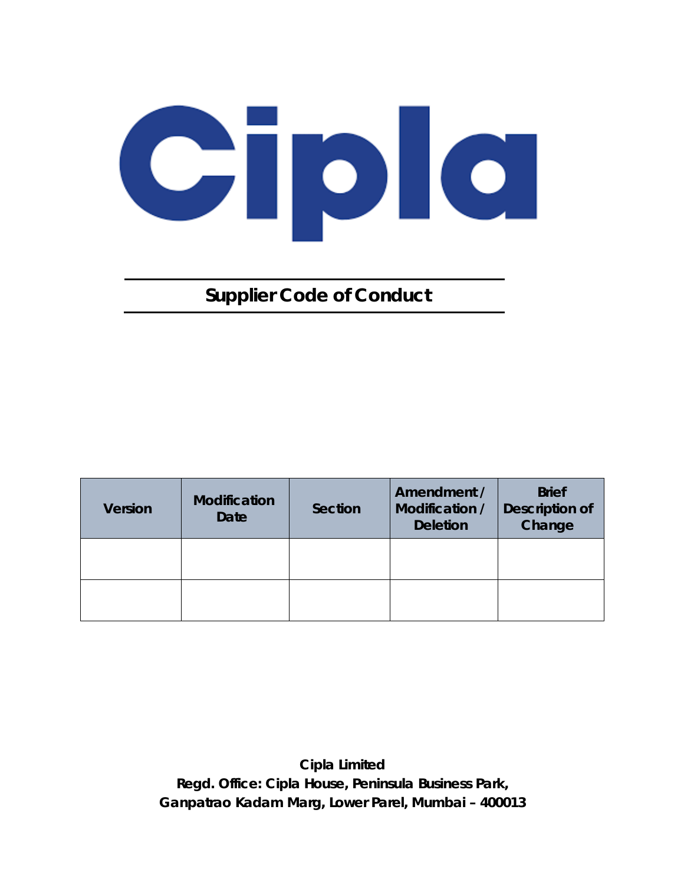# Supplier Code of Conduct

| Version | Modification Date | Section | Amendment / Modification / Deletion | Brief Description of Change |
|---|---|---|---|---|
| | | | | |
| | | | | |

**Cipla Limited**
**Regd. Office: Cipla House, Peninsula Business Park,**
**Ganpatrao Kadam Marg, Lower Parel, Mumbai – 400013**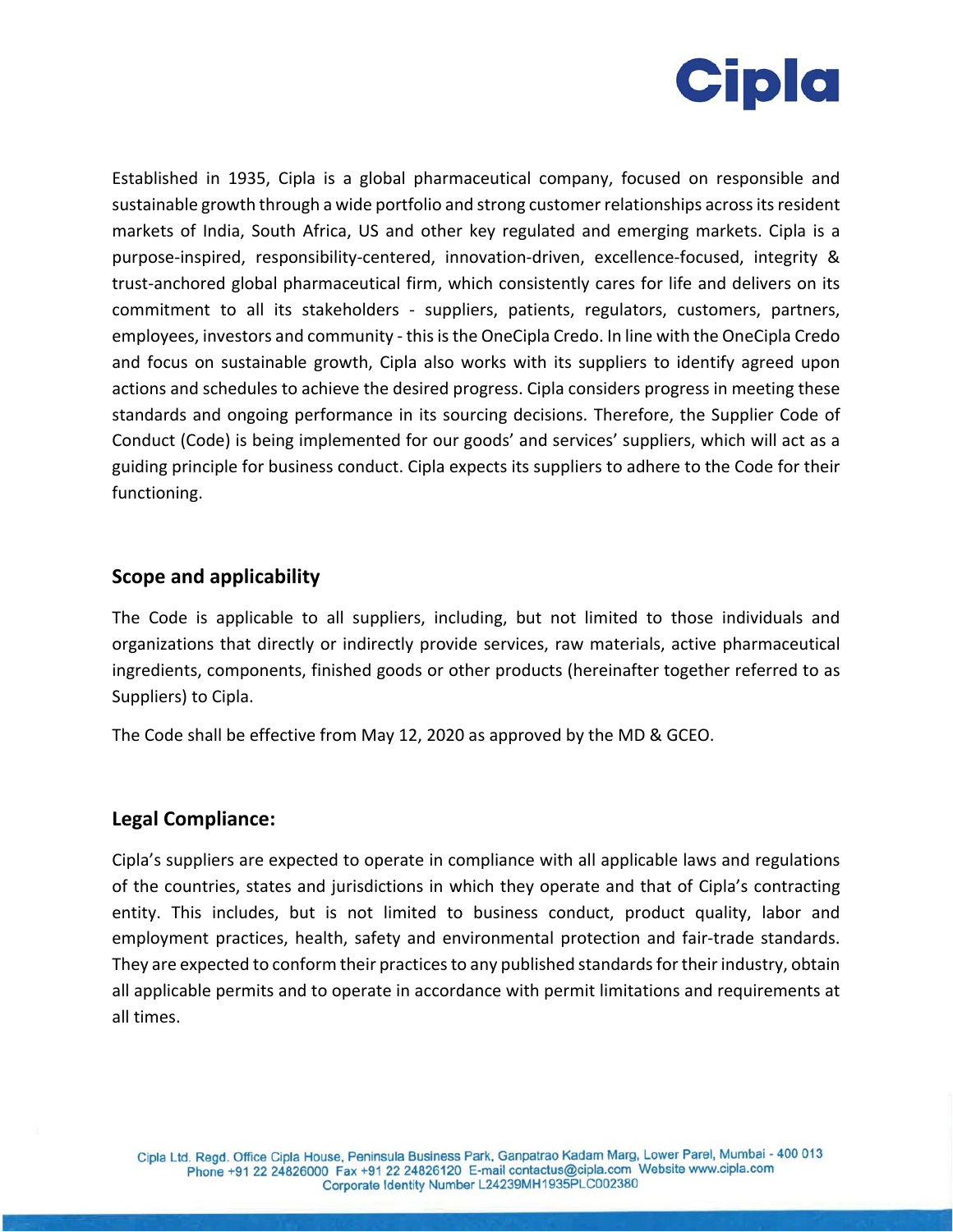Established in 1935, Cipla is a global pharmaceutical company, focused on responsible and sustainable growth through a wide portfolio and strong customer relationships across its resident markets of India, South Africa, US and other key regulated and emerging markets. Cipla is a purpose-inspired, responsibility-centered, innovation-driven, excellence-focused, integrity & trust-anchored global pharmaceutical firm, which consistently cares for life and delivers on its commitment to all its stakeholders - suppliers, patients, regulators, customers, partners, employees, investors and community - this is the OneCipla Credo. In line with the OneCipla Credo and focus on sustainable growth, Cipla also works with its suppliers to identify agreed upon actions and schedules to achieve the desired progress. Cipla considers progress in meeting these standards and ongoing performance in its sourcing decisions. Therefore, the Supplier Code of Conduct (Code) is being implemented for our goods' and services' suppliers, which will act as a guiding principle for business conduct. Cipla expects its suppliers to adhere to the Code for their functioning.

## Scope and applicability

The Code is applicable to all suppliers, including, but not limited to those individuals and organizations that directly or indirectly provide services, raw materials, active pharmaceutical ingredients, components, finished goods or other products (hereinafter together referred to as Suppliers) to Cipla.

The Code shall be effective from May 12, 2020 as approved by the MD & GCEO.

## Legal Compliance:

Cipla's suppliers are expected to operate in compliance with all applicable laws and regulations of the countries, states and jurisdictions in which they operate and that of Cipla's contracting entity. This includes, but is not limited to business conduct, product quality, labor and employment practices, health, safety and environmental protection and fair-trade standards. They are expected to conform their practices to any published standards for their industry, obtain all applicable permits and to operate in accordance with permit limitations and requirements at all times.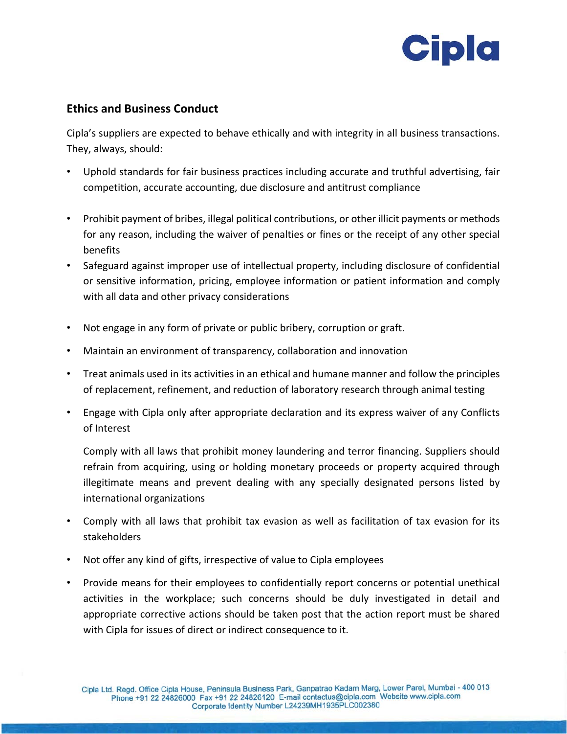## Ethics and Business Conduct

Cipla's suppliers are expected to behave ethically and with integrity in all business transactions. They, always, should:

- Uphold standards for fair business practices including accurate and truthful advertising, fair competition, accurate accounting, due disclosure and antitrust compliance
- Prohibit payment of bribes, illegal political contributions, or other illicit payments or methods for any reason, including the waiver of penalties or fines or the receipt of any other special benefits
- Safeguard against improper use of intellectual property, including disclosure of confidential or sensitive information, pricing, employee information or patient information and comply with all data and other privacy considerations
- Not engage in any form of private or public bribery, corruption or graft.
- Maintain an environment of transparency, collaboration and innovation
- Treat animals used in its activities in an ethical and humane manner and follow the principles of replacement, refinement, and reduction of laboratory research through animal testing
- Engage with Cipla only after appropriate declaration and its express waiver of any Conflicts of Interest

  Comply with all laws that prohibit money laundering and terror financing. Suppliers should refrain from acquiring, using or holding monetary proceeds or property acquired through illegitimate means and prevent dealing with any specially designated persons listed by international organizations
- Comply with all laws that prohibit tax evasion as well as facilitation of tax evasion for its stakeholders
- Not offer any kind of gifts, irrespective of value to Cipla employees
- Provide means for their employees to confidentially report concerns or potential unethical activities in the workplace; such concerns should be duly investigated in detail and appropriate corrective actions should be taken post that the action report must be shared with Cipla for issues of direct or indirect consequence to it.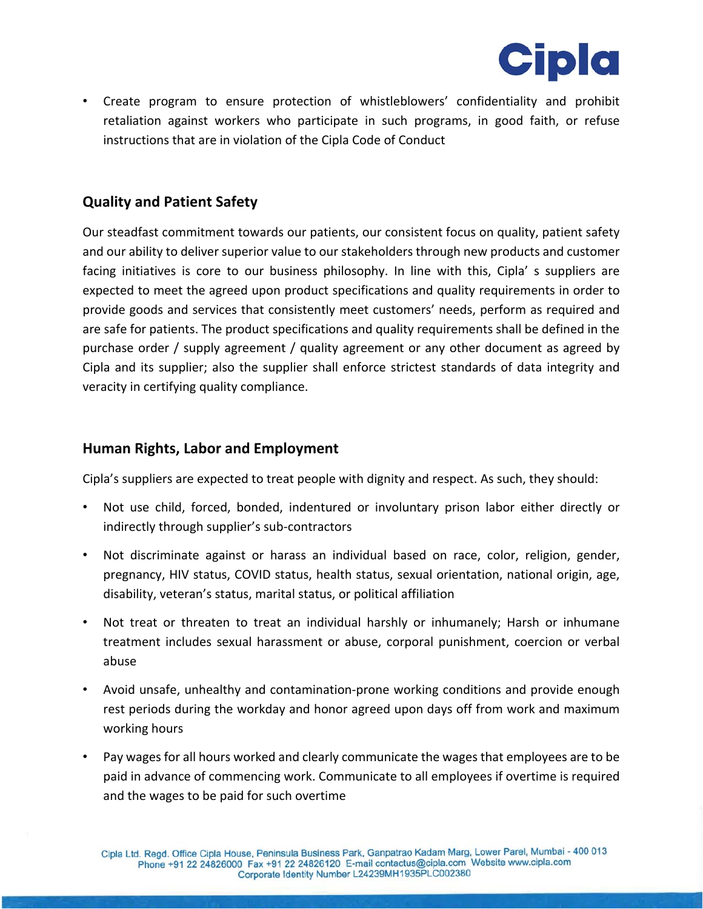- Create program to ensure protection of whistleblowers' confidentiality and prohibit retaliation against workers who participate in such programs, in good faith, or refuse instructions that are in violation of the Cipla Code of Conduct

## Quality and Patient Safety

Our steadfast commitment towards our patients, our consistent focus on quality, patient safety and our ability to deliver superior value to our stakeholders through new products and customer facing initiatives is core to our business philosophy. In line with this, Cipla' s suppliers are expected to meet the agreed upon product specifications and quality requirements in order to provide goods and services that consistently meet customers' needs, perform as required and are safe for patients. The product specifications and quality requirements shall be defined in the purchase order / supply agreement / quality agreement or any other document as agreed by Cipla and its supplier; also the supplier shall enforce strictest standards of data integrity and veracity in certifying quality compliance.

## Human Rights, Labor and Employment

Cipla's suppliers are expected to treat people with dignity and respect. As such, they should:

- Not use child, forced, bonded, indentured or involuntary prison labor either directly or indirectly through supplier's sub-contractors
- Not discriminate against or harass an individual based on race, color, religion, gender, pregnancy, HIV status, COVID status, health status, sexual orientation, national origin, age, disability, veteran's status, marital status, or political affiliation
- Not treat or threaten to treat an individual harshly or inhumanely; Harsh or inhumane treatment includes sexual harassment or abuse, corporal punishment, coercion or verbal abuse
- Avoid unsafe, unhealthy and contamination-prone working conditions and provide enough rest periods during the workday and honor agreed upon days off from work and maximum working hours
- Pay wages for all hours worked and clearly communicate the wages that employees are to be paid in advance of commencing work. Communicate to all employees if overtime is required and the wages to be paid for such overtime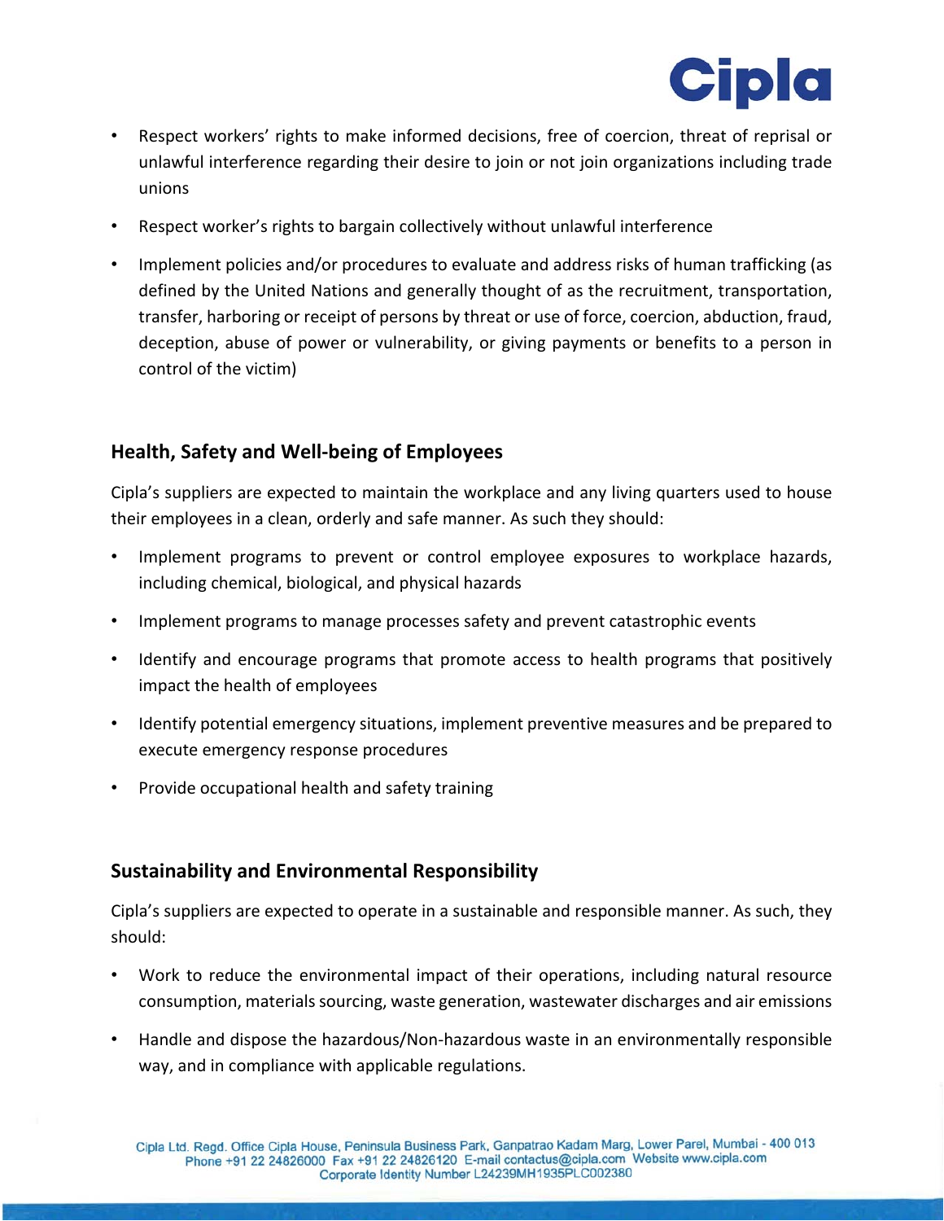- Respect workers' rights to make informed decisions, free of coercion, threat of reprisal or unlawful interference regarding their desire to join or not join organizations including trade unions
- Respect worker's rights to bargain collectively without unlawful interference
- Implement policies and/or procedures to evaluate and address risks of human trafficking (as defined by the United Nations and generally thought of as the recruitment, transportation, transfer, harboring or receipt of persons by threat or use of force, coercion, abduction, fraud, deception, abuse of power or vulnerability, or giving payments or benefits to a person in control of the victim)

## Health, Safety and Well-being of Employees

Cipla's suppliers are expected to maintain the workplace and any living quarters used to house their employees in a clean, orderly and safe manner. As such they should:

- Implement programs to prevent or control employee exposures to workplace hazards, including chemical, biological, and physical hazards
- Implement programs to manage processes safety and prevent catastrophic events
- Identify and encourage programs that promote access to health programs that positively impact the health of employees
- Identify potential emergency situations, implement preventive measures and be prepared to execute emergency response procedures
- Provide occupational health and safety training

## Sustainability and Environmental Responsibility

Cipla's suppliers are expected to operate in a sustainable and responsible manner. As such, they should:

- Work to reduce the environmental impact of their operations, including natural resource consumption, materials sourcing, waste generation, wastewater discharges and air emissions
- Handle and dispose the hazardous/Non-hazardous waste in an environmentally responsible way, and in compliance with applicable regulations.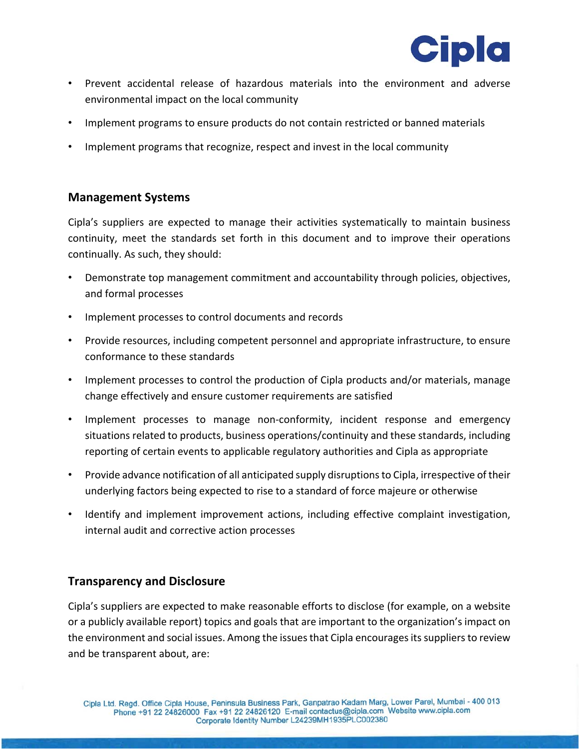- Prevent accidental release of hazardous materials into the environment and adverse environmental impact on the local community
- Implement programs to ensure products do not contain restricted or banned materials
- Implement programs that recognize, respect and invest in the local community

## Management Systems

Cipla's suppliers are expected to manage their activities systematically to maintain business continuity, meet the standards set forth in this document and to improve their operations continually. As such, they should:

- Demonstrate top management commitment and accountability through policies, objectives, and formal processes
- Implement processes to control documents and records
- Provide resources, including competent personnel and appropriate infrastructure, to ensure conformance to these standards
- Implement processes to control the production of Cipla products and/or materials, manage change effectively and ensure customer requirements are satisfied
- Implement processes to manage non-conformity, incident response and emergency situations related to products, business operations/continuity and these standards, including reporting of certain events to applicable regulatory authorities and Cipla as appropriate
- Provide advance notification of all anticipated supply disruptions to Cipla, irrespective of their underlying factors being expected to rise to a standard of force majeure or otherwise
- Identify and implement improvement actions, including effective complaint investigation, internal audit and corrective action processes

## Transparency and Disclosure

Cipla's suppliers are expected to make reasonable efforts to disclose (for example, on a website or a publicly available report) topics and goals that are important to the organization's impact on the environment and social issues. Among the issues that Cipla encourages its suppliers to review and be transparent about, are: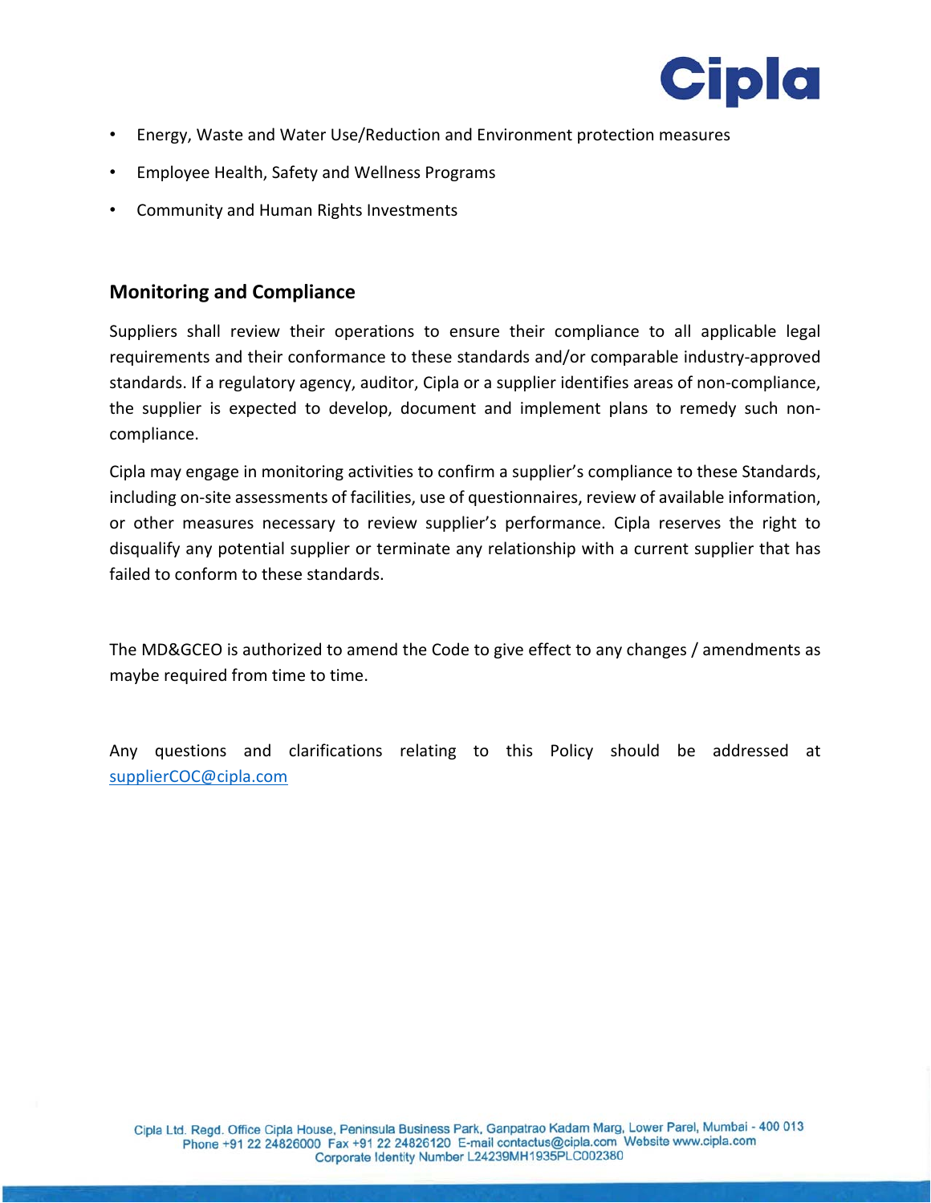- Energy, Waste and Water Use/Reduction and Environment protection measures
- Employee Health, Safety and Wellness Programs
- Community and Human Rights Investments

## Monitoring and Compliance

Suppliers shall review their operations to ensure their compliance to all applicable legal requirements and their conformance to these standards and/or comparable industry-approved standards. If a regulatory agency, auditor, Cipla or a supplier identifies areas of non-compliance, the supplier is expected to develop, document and implement plans to remedy such non-compliance.

Cipla may engage in monitoring activities to confirm a supplier's compliance to these Standards, including on-site assessments of facilities, use of questionnaires, review of available information, or other measures necessary to review supplier's performance. Cipla reserves the right to disqualify any potential supplier or terminate any relationship with a current supplier that has failed to conform to these standards.

The MD&GCEO is authorized to amend the Code to give effect to any changes / amendments as maybe required from time to time.

Any questions and clarifications relating to this Policy should be addressed at supplierCOC@cipla.com